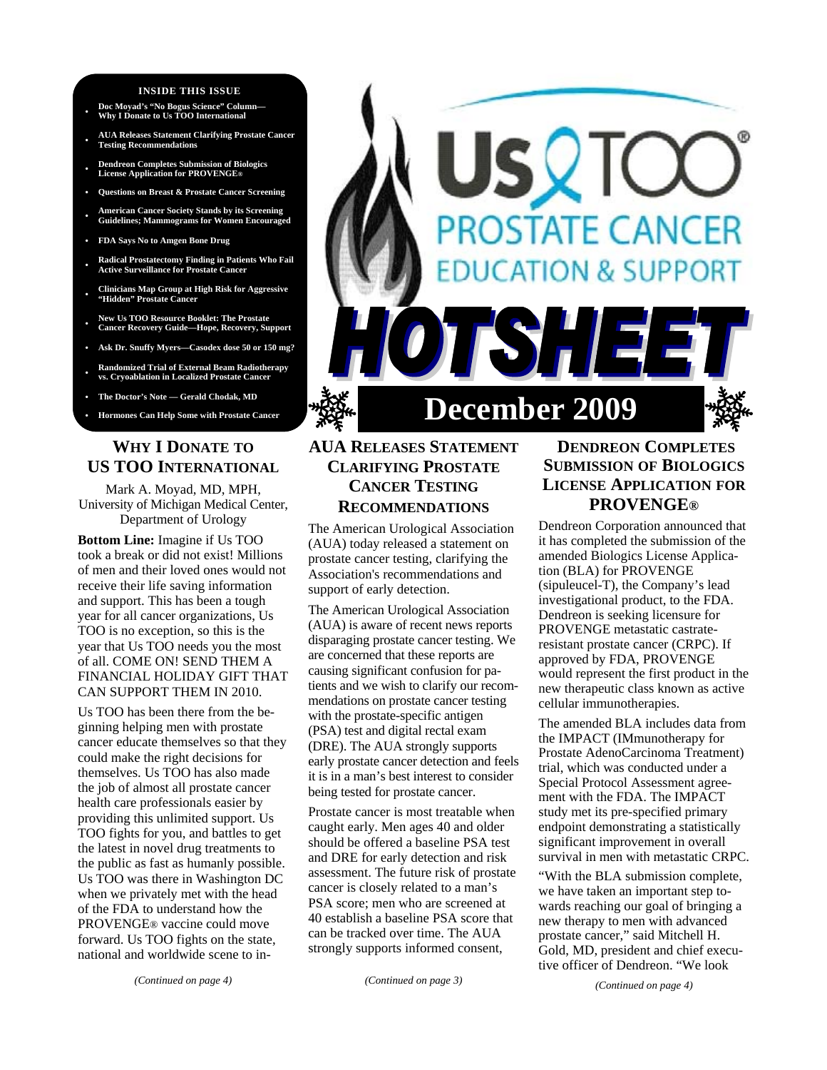# Us TOO® PROSTATE CANCER EDUCATION & SUPPORT

# HOTSHEET

## December 2009

**INSIDE THIS ISSUE**

- Doc Moyad's "No Bogus Science" Column—Why I Donate to Us TOO International
- AUA Releases Statement Clarifying Prostate Cancer Testing Recommendations
- Dendreon Completes Submission of Biologics License Application for PROVENGE®
- Questions on Breast & Prostate Cancer Screening
- American Cancer Society Stands by its Screening Guidelines; Mammograms for Women Encouraged
- FDA Says No to Amgen Bone Drug
- Radical Prostatectomy Finding in Patients Who Fail Active Surveillance for Prostate Cancer
- Clinicians Map Group at High Risk for Aggressive "Hidden" Prostate Cancer
- New Us TOO Resource Booklet: The Prostate Cancer Recovery Guide—Hope, Recovery, Support
- Ask Dr. Snuffy Myers—Casodex dose 50 or 150 mg?
- Randomized Trial of External Beam Radiotherapy vs. Cryoablation in Localized Prostate Cancer
- The Doctor's Note — Gerald Chodak, MD
- Hormones Can Help Some with Prostate Cancer

## WHY I DONATE TO US TOO INTERNATIONAL

Mark A. Moyad, MD, MPH, University of Michigan Medical Center, Department of Urology

**Bottom Line:** Imagine if Us TOO took a break or did not exist! Millions of men and their loved ones would not receive their life saving information and support. This has been a tough year for all cancer organizations, Us TOO is no exception, so this is the year that Us TOO needs you the most of all. COME ON! SEND THEM A FINANCIAL HOLIDAY GIFT THAT CAN SUPPORT THEM IN 2010.

Us TOO has been there from the beginning helping men with prostate cancer educate themselves so that they could make the right decisions for themselves. Us TOO has also made the job of almost all prostate cancer health care professionals easier by providing this unlimited support. Us TOO fights for you, and battles to get the latest in novel drug treatments to the public as fast as humanly possible. Us TOO was there in Washington DC when we privately met with the head of the FDA to understand how the PROVENGE® vaccine could move forward. Us TOO fights on the state, national and worldwide scene to in-

*(Continued on page 4)*

## AUA RELEASES STATEMENT CLARIFYING PROSTATE CANCER TESTING RECOMMENDATIONS

The American Urological Association (AUA) today released a statement on prostate cancer testing, clarifying the Association's recommendations and support of early detection.

The American Urological Association (AUA) is aware of recent news reports disparaging prostate cancer testing. We are concerned that these reports are causing significant confusion for patients and we wish to clarify our recommendations on prostate cancer testing with the prostate-specific antigen (PSA) test and digital rectal exam (DRE). The AUA strongly supports early prostate cancer detection and feels it is in a man's best interest to consider being tested for prostate cancer.

Prostate cancer is most treatable when caught early. Men ages 40 and older should be offered a baseline PSA test and DRE for early detection and risk assessment. The future risk of prostate cancer is closely related to a man's PSA score; men who are screened at 40 establish a baseline PSA score that can be tracked over time. The AUA strongly supports informed consent,

*(Continued on page 3)*

## DENDREON COMPLETES SUBMISSION OF BIOLOGICS LICENSE APPLICATION FOR PROVENGE®

Dendreon Corporation announced that it has completed the submission of the amended Biologics License Application (BLA) for PROVENGE (sipuleucel-T), the Company's lead investigational product, to the FDA. Dendreon is seeking licensure for PROVENGE metastatic castrate-resistant prostate cancer (CRPC). If approved by FDA, PROVENGE would represent the first product in the new therapeutic class known as active cellular immunotherapies.

The amended BLA includes data from the IMPACT (IMmunotherapy for Prostate AdenoCarcinoma Treatment) trial, which was conducted under a Special Protocol Assessment agreement with the FDA. The IMPACT study met its pre-specified primary endpoint demonstrating a statistically significant improvement in overall survival in men with metastatic CRPC.

"With the BLA submission complete, we have taken an important step towards reaching our goal of bringing a new therapy to men with advanced prostate cancer," said Mitchell H. Gold, MD, president and chief executive officer of Dendreon. "We look

*(Continued on page 4)*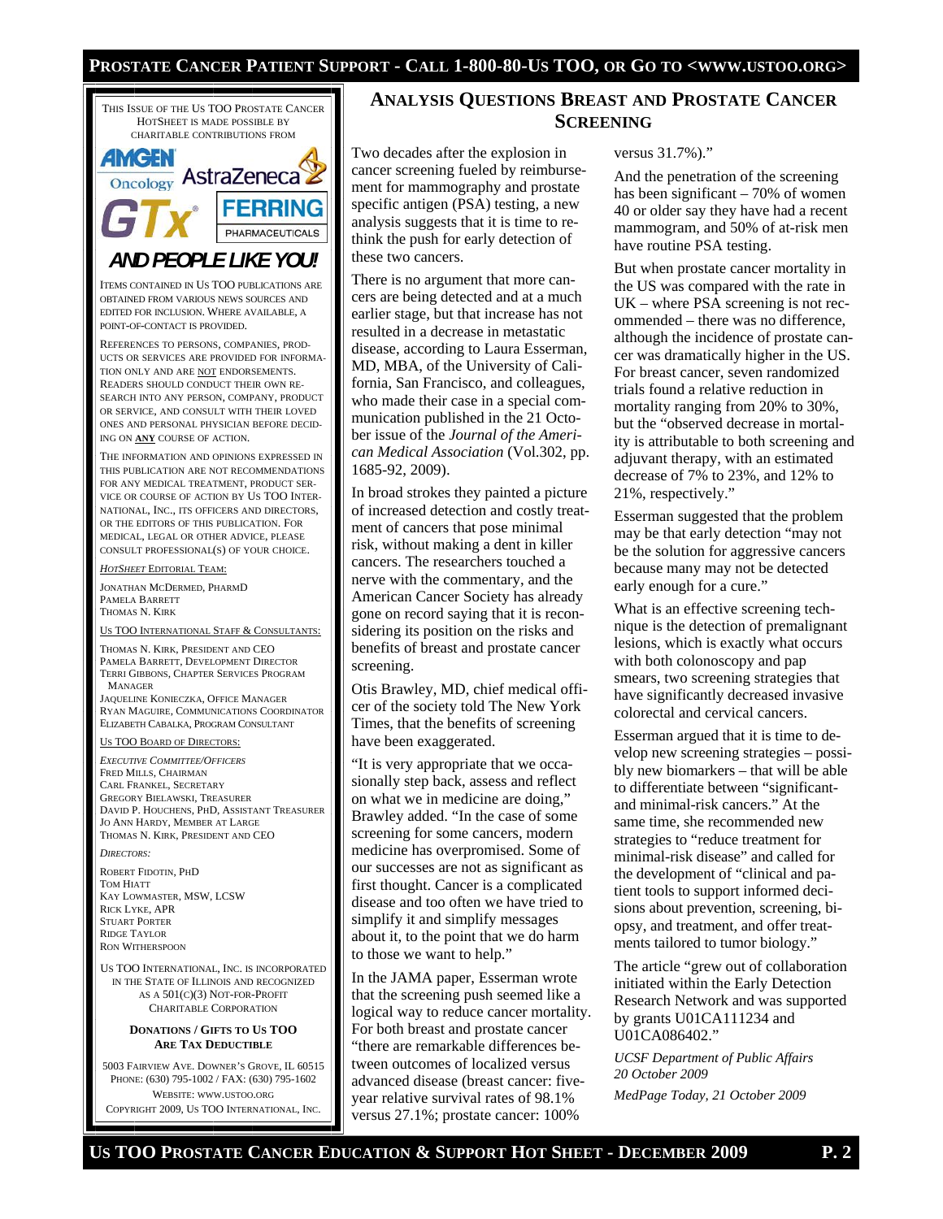This Issue of the Us TOO Prostate Cancer HotSheet is made possible by charitable contributions from

AMGEN Oncology, AstraZeneca, GTx, FERRING PHARMACEUTICALS

**AND PEOPLE LIKE YOU!**

Items contained in Us TOO publications are obtained from various news sources and edited for inclusion. Where available, a point-of-contact is provided.

References to persons, companies, products or services are provided for information only and are not endorsements. Readers should conduct their own research into any person, company, product or service, and consult with their loved ones and personal physician before deciding on **any** course of action.

The information and opinions expressed in this publication are not recommendations for any medical treatment, product service or course of action by Us TOO International, Inc., its officers and directors, or the editors of this publication. For medical, legal or other advice, please consult professional(s) of your choice.

*HotSheet* Editorial Team:

Jonathan McDermed, PharmD
Pamela Barrett
Thomas N. Kirk

Us TOO International Staff & Consultants:

Thomas N. Kirk, President and CEO
Pamela Barrett, Development Director
Terri Gibbons, Chapter Services Program Manager
Jaqueline Konieczka, Office Manager
Ryan Maguire, Communications Coordinator
Elizabeth Cabalka, Program Consultant

Us TOO Board of Directors:

*Executive Committee/Officers*
Fred Mills, Chairman
Carl Frankel, Secretary
Gregory Bielawski, Treasurer
David P. Houchens, PhD, Assistant Treasurer
Jo Ann Hardy, Member at Large
Thomas N. Kirk, President and CEO

*Directors:*

Robert Fidotin, PhD
Tom Hiatt
Kay Lowmaster, MSW, LCSW
Rick Lyke, APR
Stuart Porter
Ridge Taylor
Ron Witherspoon

Us TOO International, Inc. is incorporated in the State of Illinois and recognized as a 501(c)(3) not-for-profit charitable corporation

**Donations / Gifts to Us TOO Are Tax Deductible**

5003 Fairview Ave. Downer's Grove, IL 60515
Phone: (630) 795-1002 / Fax: (630) 795-1602
Website: www.ustoo.org
Copyright 2009, Us TOO International, Inc.

## Analysis Questions Breast and Prostate Cancer Screening

Two decades after the explosion in cancer screening fueled by reimbursement for mammography and prostate specific antigen (PSA) testing, a new analysis suggests that it is time to rethink the push for early detection of these two cancers.

There is no argument that more cancers are being detected and at a much earlier stage, but that increase has not resulted in a decrease in metastatic disease, according to Laura Esserman, MD, MBA, of the University of California, San Francisco, and colleagues, who made their case in a special communication published in the 21 October issue of the *Journal of the American Medical Association* (Vol.302, pp. 1685-92, 2009).

In broad strokes they painted a picture of increased detection and costly treatment of cancers that pose minimal risk, without making a dent in killer cancers. The researchers touched a nerve with the commentary, and the American Cancer Society has already gone on record saying that it is reconsidering its position on the risks and benefits of breast and prostate cancer screening.

Otis Brawley, MD, chief medical officer of the society told The New York Times, that the benefits of screening have been exaggerated.

"It is very appropriate that we occasionally step back, assess and reflect on what we in medicine are doing," Brawley added. "In the case of some screening for some cancers, modern medicine has overpromised. Some of our successes are not as significant as first thought. Cancer is a complicated disease and too often we have tried to simplify it and simplify messages about it, to the point that we do harm to those we want to help."

In the JAMA paper, Esserman wrote that the screening push seemed like a logical way to reduce cancer mortality. For both breast and prostate cancer "there are remarkable differences between outcomes of localized versus advanced disease (breast cancer: five-year relative survival rates of 98.1% versus 27.1%; prostate cancer: 100% versus 31.7%)."

And the penetration of the screening has been significant – 70% of women 40 or older say they have had a recent mammogram, and 50% of at-risk men have routine PSA testing.

But when prostate cancer mortality in the US was compared with the rate in UK – where PSA screening is not recommended – there was no difference, although the incidence of prostate cancer was dramatically higher in the US. For breast cancer, seven randomized trials found a relative reduction in mortality ranging from 20% to 30%, but the "observed decrease in mortality is attributable to both screening and adjuvant therapy, with an estimated decrease of 7% to 23%, and 12% to 21%, respectively."

Esserman suggested that the problem may be that early detection "may not be the solution for aggressive cancers because many may not be detected early enough for a cure."

What is an effective screening technique is the detection of premalignant lesions, which is exactly what occurs with both colonoscopy and pap smears, two screening strategies that have significantly decreased invasive colorectal and cervical cancers.

Esserman argued that it is time to develop new screening strategies – possibly new biomarkers – that will be able to differentiate between "significant- and minimal-risk cancers." At the same time, she recommended new strategies to "reduce treatment for minimal-risk disease" and called for the development of "clinical and patient tools to support informed decisions about prevention, screening, biopsy, and treatment, and offer treatments tailored to tumor biology."

The article "grew out of collaboration initiated within the Early Detection Research Network and was supported by grants U01CA111234 and U01CA086402."

*UCSF Department of Public Affairs 20 October 2009*

*MedPage Today, 21 October 2009*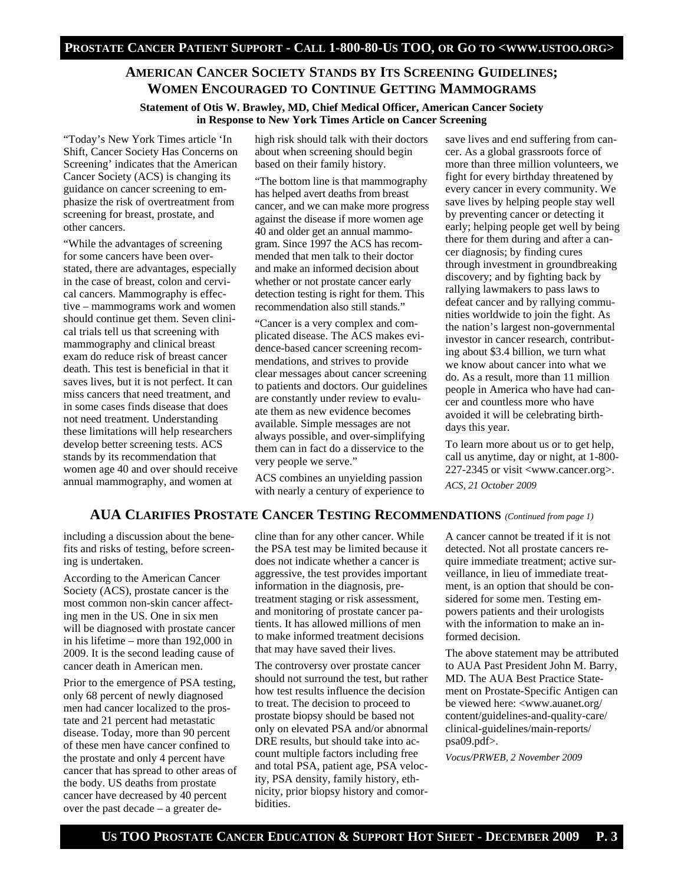## American Cancer Society Stands by Its Screening Guidelines; Women Encouraged to Continue Getting Mammograms

**Statement of Otis W. Brawley, MD, Chief Medical Officer, American Cancer Society in Response to New York Times Article on Cancer Screening**

"Today's New York Times article 'In Shift, Cancer Society Has Concerns on Screening' indicates that the American Cancer Society (ACS) is changing its guidance on cancer screening to emphasize the risk of overtreatment from screening for breast, prostate, and other cancers.

"While the advantages of screening for some cancers have been overstated, there are advantages, especially in the case of breast, colon and cervical cancers. Mammography is effective – mammograms work and women should continue get them. Seven clinical trials tell us that screening with mammography and clinical breast exam do reduce risk of breast cancer death. This test is beneficial in that it saves lives, but it is not perfect. It can miss cancers that need treatment, and in some cases finds disease that does not need treatment. Understanding these limitations will help researchers develop better screening tests. ACS stands by its recommendation that women age 40 and over should receive annual mammography, and women at high risk should talk with their doctors about when screening should begin based on their family history.

"The bottom line is that mammography has helped avert deaths from breast cancer, and we can make more progress against the disease if more women age 40 and older get an annual mammogram. Since 1997 the ACS has recommended that men talk to their doctor and make an informed decision about whether or not prostate cancer early detection testing is right for them. This recommendation also still stands."

"Cancer is a very complex and complicated disease. The ACS makes evidence-based cancer screening recommendations, and strives to provide clear messages about cancer screening to patients and doctors. Our guidelines are constantly under review to evaluate them as new evidence becomes available. Simple messages are not always possible, and over-simplifying them can in fact do a disservice to the very people we serve."

ACS combines an unyielding passion with nearly a century of experience to save lives and end suffering from cancer. As a global grassroots force of more than three million volunteers, we fight for every birthday threatened by every cancer in every community. We save lives by helping people stay well by preventing cancer or detecting it early; helping people get well by being there for them during and after a cancer diagnosis; by finding cures through investment in groundbreaking discovery; and by fighting back by rallying lawmakers to pass laws to defeat cancer and by rallying communities worldwide to join the fight. As the nation's largest non-governmental investor in cancer research, contributing about $3.4 billion, we turn what we know about cancer into what we do. As a result, more than 11 million people in America who have had cancer and countless more who have avoided it will be celebrating birthdays this year.

To learn more about us or to get help, call us anytime, day or night, at 1-800-227-2345 or visit <www.cancer.org>.

*ACS, 21 October 2009*

## AUA Clarifies Prostate Cancer Testing Recommendations *(Continued from page 1)*

including a discussion about the benefits and risks of testing, before screening is undertaken.

According to the American Cancer Society (ACS), prostate cancer is the most common non-skin cancer affecting men in the US. One in six men will be diagnosed with prostate cancer in his lifetime – more than 192,000 in 2009. It is the second leading cause of cancer death in American men.

Prior to the emergence of PSA testing, only 68 percent of newly diagnosed men had cancer localized to the prostate and 21 percent had metastatic disease. Today, more than 90 percent of these men have cancer confined to the prostate and only 4 percent have cancer that has spread to other areas of the body. US deaths from prostate cancer have decreased by 40 percent over the past decade – a greater decline than for any other cancer. While the PSA test may be limited because it does not indicate whether a cancer is aggressive, the test provides important information in the diagnosis, pre-treatment staging or risk assessment, and monitoring of prostate cancer patients. It has allowed millions of men to make informed treatment decisions that may have saved their lives.

The controversy over prostate cancer should not surround the test, but rather how test results influence the decision to treat. The decision to proceed to prostate biopsy should be based not only on elevated PSA and/or abnormal DRE results, but should take into account multiple factors including free and total PSA, patient age, PSA velocity, PSA density, family history, ethnicity, prior biopsy history and comorbidities.

A cancer cannot be treated if it is not detected. Not all prostate cancers require immediate treatment; active surveillance, in lieu of immediate treatment, is an option that should be considered for some men. Testing empowers patients and their urologists with the information to make an informed decision.

The above statement may be attributed to AUA Past President John M. Barry, MD. The AUA Best Practice Statement on Prostate-Specific Antigen can be viewed here: <www.auanet.org/content/guidelines-and-quality-care/clinical-guidelines/main-reports/psa09.pdf>.

*Vocus/PRWEB, 2 November 2009*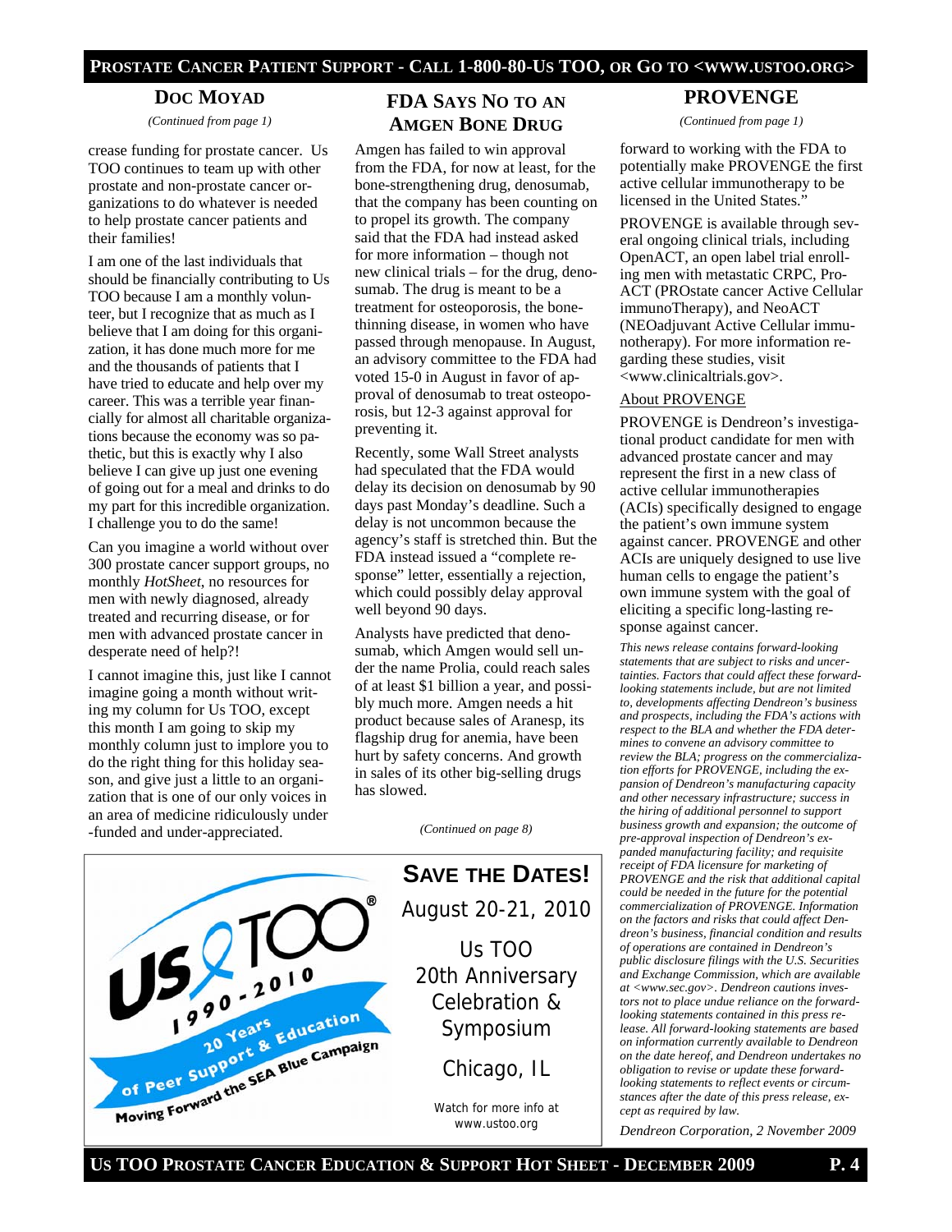## DOC MOYAD

*(Continued from page 1)*

crease funding for prostate cancer. Us TOO continues to team up with other prostate and non-prostate cancer organizations to do whatever is needed to help prostate cancer patients and their families!

I am one of the last individuals that should be financially contributing to Us TOO because I am a monthly volunteer, but I recognize that as much as I believe that I am doing for this organization, it has done much more for me and the thousands of patients that I have tried to educate and help over my career. This was a terrible year financially for almost all charitable organizations because the economy was so pathetic, but this is exactly why I also believe I can give up just one evening of going out for a meal and drinks to do my part for this incredible organization. I challenge you to do the same!

Can you imagine a world without over 300 prostate cancer support groups, no monthly *HotSheet*, no resources for men with newly diagnosed, already treated and recurring disease, or for men with advanced prostate cancer in desperate need of help?!

I cannot imagine this, just like I cannot imagine going a month without writing my column for Us TOO, except this month I am going to skip my monthly column just to implore you to do the right thing for this holiday season, and give just a little to an organization that is one of our only voices in an area of medicine ridiculously under-funded and under-appreciated.

## FDA SAYS NO TO AN AMGEN BONE DRUG

Amgen has failed to win approval from the FDA, for now at least, for the bone-strengthening drug, denosumab, that the company has been counting on to propel its growth. The company said that the FDA had instead asked for more information – though not new clinical trials – for the drug, denosumab. The drug is meant to be a treatment for osteoporosis, the bone-thinning disease, in women who have passed through menopause. In August, an advisory committee to the FDA had voted 15-0 in August in favor of approval of denosumab to treat osteoporosis, but 12-3 against approval for preventing it.

Recently, some Wall Street analysts had speculated that the FDA would delay its decision on denosumab by 90 days past Monday's deadline. Such a delay is not uncommon because the agency's staff is stretched thin. But the FDA instead issued a "complete response" letter, essentially a rejection, which could possibly delay approval well beyond 90 days.

Analysts have predicted that denosumab, which Amgen would sell under the name Prolia, could reach sales of at least $1 billion a year, and possibly much more. Amgen needs a hit product because sales of Aranesp, its flagship drug for anemia, have been hurt by safety concerns. And growth in sales of its other big-selling drugs has slowed.

*(Continued on page 8)*

## PROVENGE

*(Continued from page 1)*

forward to working with the FDA to potentially make PROVENGE the first active cellular immunotherapy to be licensed in the United States."

PROVENGE is available through several ongoing clinical trials, including OpenACT, an open label trial enrolling men with metastatic CRPC, ProACT (PROstate cancer Active Cellular immunoTherapy), and NeoACT (NEOadjuvant Active Cellular immunotherapy). For more information regarding these studies, visit <www.clinicaltrials.gov>.

About PROVENGE

PROVENGE is Dendreon's investigational product candidate for men with advanced prostate cancer and may represent the first in a new class of active cellular immunotherapies (ACIs) specifically designed to engage the patient's own immune system against cancer. PROVENGE and other ACIs are uniquely designed to use live human cells to engage the patient's own immune system with the goal of eliciting a specific long-lasting response against cancer.

*This news release contains forward-looking statements that are subject to risks and uncertainties. Factors that could affect these forward-looking statements include, but are not limited to, developments affecting Dendreon's business and prospects, including the FDA's actions with respect to the BLA and whether the FDA determines to convene an advisory committee to review the BLA; progress on the commercialization efforts for PROVENGE, including the expansion of Dendreon's manufacturing capacity and other necessary infrastructure; success in the hiring of additional personnel to support business growth and expansion; the outcome of pre-approval inspection of Dendreon's expanded manufacturing facility; and requisite receipt of FDA licensure for marketing of PROVENGE and the risk that additional capital could be needed in the future for the potential commercialization of PROVENGE. Information on the factors and risks that could affect Dendreon's business, financial condition and results of operations are contained in Dendreon's public disclosure filings with the U.S. Securities and Exchange Commission, which are available at <www.sec.gov>. Dendreon cautions investors not to place undue reliance on the forward-looking statements contained in this press release. All forward-looking statements are based on information currently available to Dendreon on the date hereof, and Dendreon undertakes no obligation to revise or update these forward-looking statements to reflect events or circumstances after the date of this press release, except as required by law.*

*Dendreon Corporation, 2 November 2009*

Us TOO 1990-2010
20 Years of Peer Support & Education
Moving Forward the SEA Blue Campaign

## SAVE THE DATES!

August 20-21, 2010

Us TOO
20th Anniversary
Celebration &
Symposium

Chicago, IL

Watch for more info at
www.ustoo.org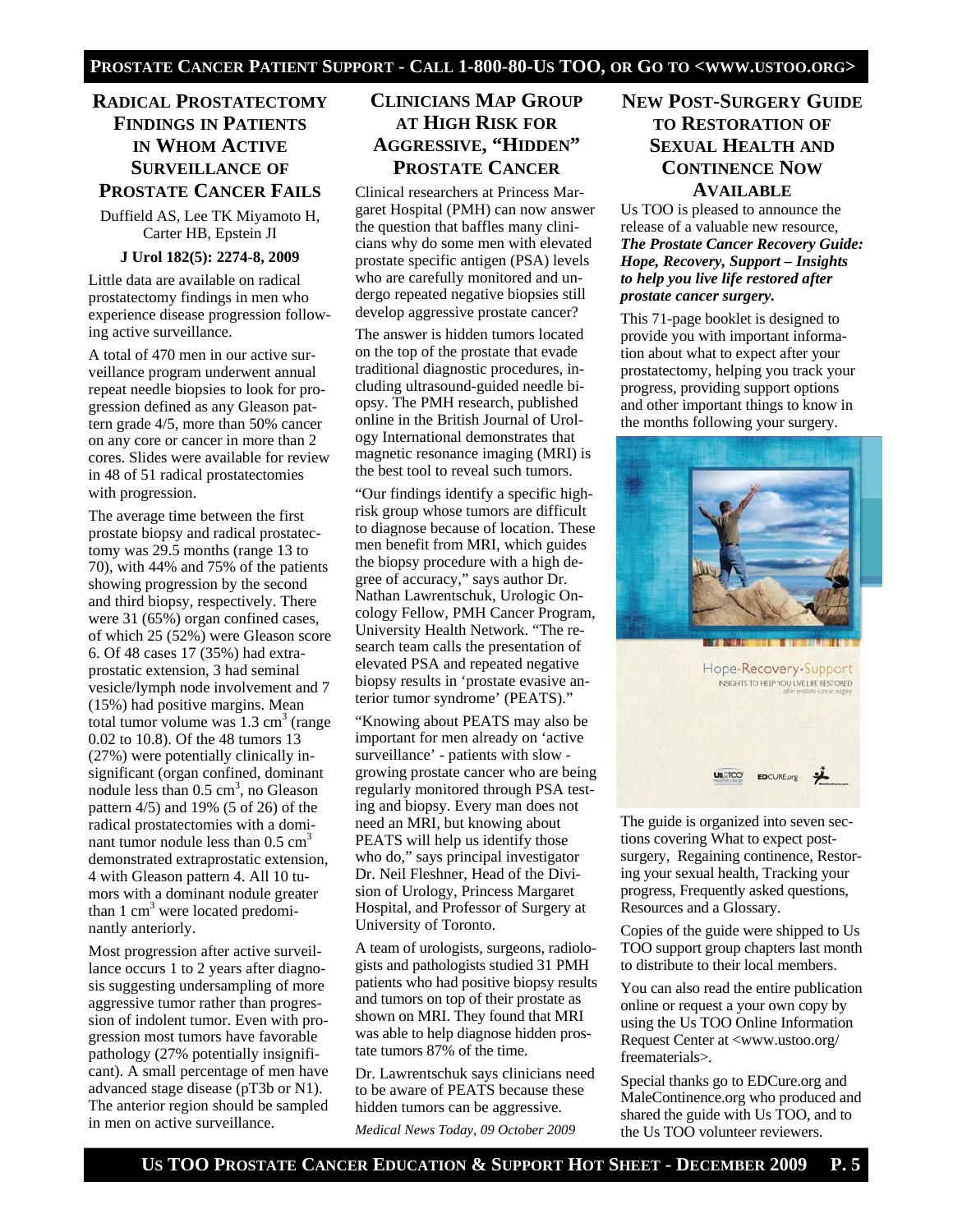## Radical Prostatectomy Findings in Patients in Whom Active Surveillance of Prostate Cancer Fails

Duffield AS, Lee TK Miyamoto H, Carter HB, Epstein JI

**J Urol 182(5): 2274-8, 2009**

Little data are available on radical prostatectomy findings in men who experience disease progression following active surveillance.

A total of 470 men in our active surveillance program underwent annual repeat needle biopsies to look for progression defined as any Gleason pattern grade 4/5, more than 50% cancer on any core or cancer in more than 2 cores. Slides were available for review in 48 of 51 radical prostatectomies with progression.

The average time between the first prostate biopsy and radical prostatectomy was 29.5 months (range 13 to 70), with 44% and 75% of the patients showing progression by the second and third biopsy, respectively. There were 31 (65%) organ confined cases, of which 25 (52%) were Gleason score 6. Of 48 cases 17 (35%) had extraprostatic extension, 3 had seminal vesicle/lymph node involvement and 7 (15%) had positive margins. Mean total tumor volume was 1.3 $cm^3$ (range 0.02 to 10.8). Of the 48 tumors 13 (27%) were potentially clinically insignificant (organ confined, dominant nodule less than 0.5 $cm^3$, no Gleason pattern 4/5) and 19% (5 of 26) of the radical prostatectomies with a dominant tumor nodule less than 0.5 $cm^3$ demonstrated extraprostatic extension, 4 with Gleason pattern 4. All 10 tumors with a dominant nodule greater than 1 $cm^3$ were located predominantly anteriorly.

Most progression after active surveillance occurs 1 to 2 years after diagnosis suggesting undersampling of more aggressive tumor rather than progression of indolent tumor. Even with progression most tumors have favorable pathology (27% potentially insignificant). A small percentage of men have advanced stage disease (pT3b or N1). The anterior region should be sampled in men on active surveillance.

## Clinicians Map Group at High Risk for Aggressive, "Hidden" Prostate Cancer

Clinical researchers at Princess Margaret Hospital (PMH) can now answer the question that baffles many clinicians why do some men with elevated prostate specific antigen (PSA) levels who are carefully monitored and undergo repeated negative biopsies still develop aggressive prostate cancer?

The answer is hidden tumors located on the top of the prostate that evade traditional diagnostic procedures, including ultrasound-guided needle biopsy. The PMH research, published online in the British Journal of Urology International demonstrates that magnetic resonance imaging (MRI) is the best tool to reveal such tumors.

"Our findings identify a specific high-risk group whose tumors are difficult to diagnose because of location. These men benefit from MRI, which guides the biopsy procedure with a high degree of accuracy," says author Dr. Nathan Lawrentschuk, Urologic Oncology Fellow, PMH Cancer Program, University Health Network. "The research team calls the presentation of elevated PSA and repeated negative biopsy results in 'prostate evasive anterior tumor syndrome' (PEATS)."

"Knowing about PEATS may also be important for men already on 'active surveillance' - patients with slow - growing prostate cancer who are being regularly monitored through PSA testing and biopsy. Every man does not need an MRI, but knowing about PEATS will help us identify those who do," says principal investigator Dr. Neil Fleshner, Head of the Division of Urology, Princess Margaret Hospital, and Professor of Surgery at University of Toronto.

A team of urologists, surgeons, radiologists and pathologists studied 31 PMH patients who had positive biopsy results and tumors on top of their prostate as shown on MRI. They found that MRI was able to help diagnose hidden prostate tumors 87% of the time.

Dr. Lawrentschuk says clinicians need to be aware of PEATS because these hidden tumors can be aggressive.

*Medical News Today, 09 October 2009*

## New Post-Surgery Guide to Restoration of Sexual Health and Continence Now Available

Us TOO is pleased to announce the release of a valuable new resource, ***The Prostate Cancer Recovery Guide: Hope, Recovery, Support – Insights to help you live life restored after prostate cancer surgery.***

This 71-page booklet is designed to provide you with important information about what to expect after your prostatectomy, helping you track your progress, providing support options and other important things to know in the months following your surgery.

The guide is organized into seven sections covering What to expect post-surgery, Regaining continence, Restoring your sexual health, Tracking your progress, Frequently asked questions, Resources and a Glossary.

Copies of the guide were shipped to Us TOO support group chapters last month to distribute to their local members.

You can also read the entire publication online or request a your own copy by using the Us TOO Online Information Request Center at <www.ustoo.org/freematerials>.

Special thanks go to EDCure.org and MaleContinence.org who produced and shared the guide with Us TOO, and to the Us TOO volunteer reviewers.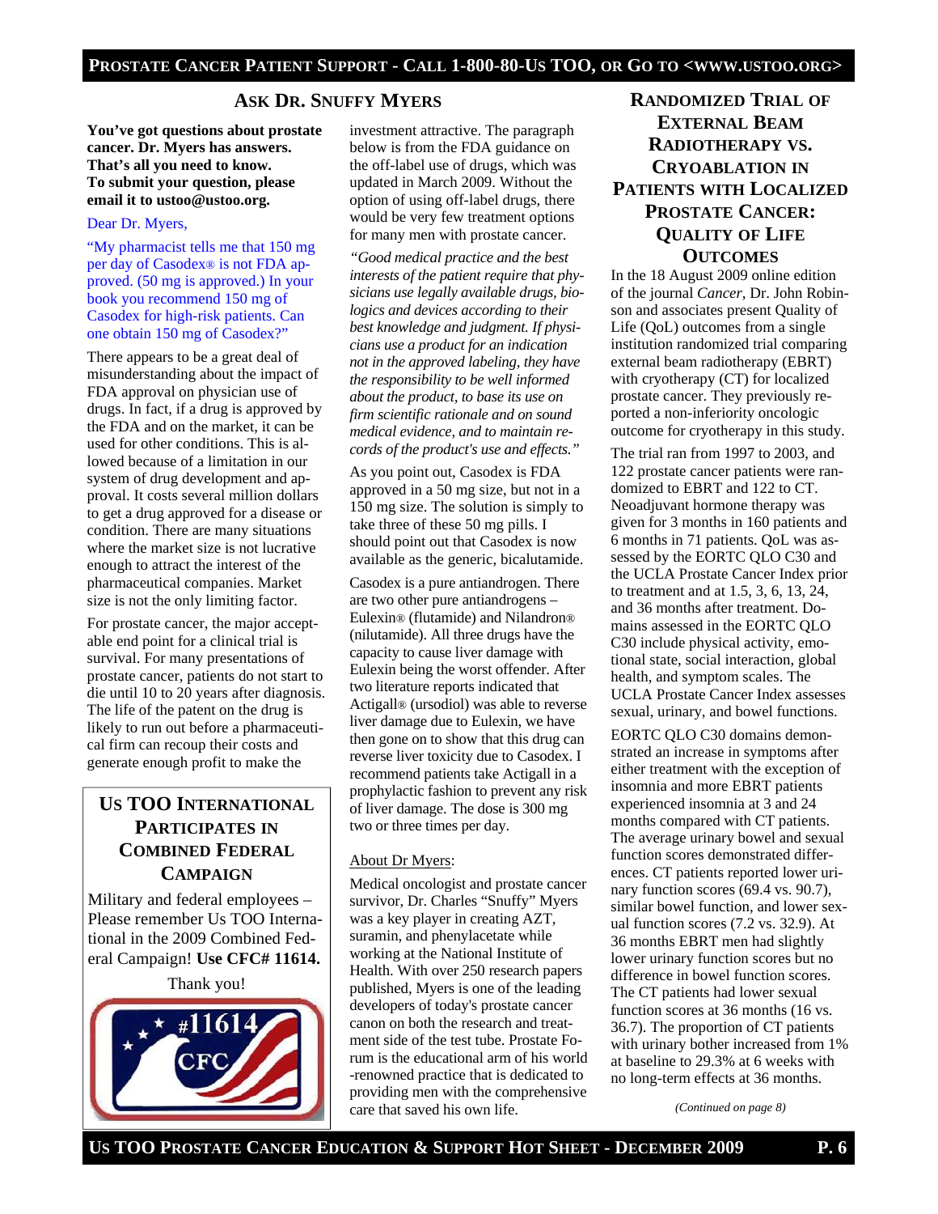## Ask Dr. Snuffy Myers

**You've got questions about prostate cancer. Dr. Myers has answers. That's all you need to know. To submit your question, please email it to ustoo@ustoo.org.**

Dear Dr. Myers,

"My pharmacist tells me that 150 mg per day of Casodex® is not FDA approved. (50 mg is approved.) In your book you recommend 150 mg of Casodex for high-risk patients. Can one obtain 150 mg of Casodex?"

There appears to be a great deal of misunderstanding about the impact of FDA approval on physician use of drugs. In fact, if a drug is approved by the FDA and on the market, it can be used for other conditions. This is allowed because of a limitation in our system of drug development and approval. It costs several million dollars to get a drug approved for a disease or condition. There are many situations where the market size is not lucrative enough to attract the interest of the pharmaceutical companies. Market size is not the only limiting factor.

For prostate cancer, the major acceptable end point for a clinical trial is survival. For many presentations of prostate cancer, patients do not start to die until 10 to 20 years after diagnosis. The life of the patent on the drug is likely to run out before a pharmaceutical firm can recoup their costs and generate enough profit to make the investment attractive. The paragraph below is from the FDA guidance on the off-label use of drugs, which was updated in March 2009. Without the option of using off-label drugs, there would be very few treatment options for many men with prostate cancer.

*"Good medical practice and the best interests of the patient require that physicians use legally available drugs, biologics and devices according to their best knowledge and judgment. If physicians use a product for an indication not in the approved labeling, they have the responsibility to be well informed about the product, to base its use on firm scientific rationale and on sound medical evidence, and to maintain records of the product's use and effects."*

As you point out, Casodex is FDA approved in a 50 mg size, but not in a 150 mg size. The solution is simply to take three of these 50 mg pills. I should point out that Casodex is now available as the generic, bicalutamide.

Casodex is a pure antiandrogen. There are two other pure antiandrogens – Eulexin® (flutamide) and Nilandron® (nilutamide). All three drugs have the capacity to cause liver damage with Eulexin being the worst offender. After two literature reports indicated that Actigall® (ursodiol) was able to reverse liver damage due to Eulexin, we have then gone on to show that this drug can reverse liver toxicity due to Casodex. I recommend patients take Actigall in a prophylactic fashion to prevent any risk of liver damage. The dose is 300 mg two or three times per day.

About Dr Myers:

Medical oncologist and prostate cancer survivor, Dr. Charles "Snuffy" Myers was a key player in creating AZT, suramin, and phenylacetate while working at the National Institute of Health. With over 250 research papers published, Myers is one of the leading developers of today's prostate cancer canon on both the research and treatment side of the test tube. Prostate Forum is the educational arm of his world-renowned practice that is dedicated to providing men with the comprehensive care that saved his own life.

## Us TOO International Participates in Combined Federal Campaign

Military and federal employees – Please remember Us TOO International in the 2009 Combined Federal Campaign! **Use CFC# 11614.**

Thank you!

## Randomized Trial of External Beam Radiotherapy vs. Cryoablation in Patients with Localized Prostate Cancer: Quality of Life Outcomes

In the 18 August 2009 online edition of the journal *Cancer*, Dr. John Robinson and associates present Quality of Life (QoL) outcomes from a single institution randomized trial comparing external beam radiotherapy (EBRT) with cryotherapy (CT) for localized prostate cancer. They previously reported a non-inferiority oncologic outcome for cryotherapy in this study.

The trial ran from 1997 to 2003, and 122 prostate cancer patients were randomized to EBRT and 122 to CT. Neoadjuvant hormone therapy was given for 3 months in 160 patients and 6 months in 71 patients. QoL was assessed by the EORTC QLO C30 and the UCLA Prostate Cancer Index prior to treatment and at 1.5, 3, 6, 13, 24, and 36 months after treatment. Domains assessed in the EORTC QLO C30 include physical activity, emotional state, social interaction, global health, and symptom scales. The UCLA Prostate Cancer Index assesses sexual, urinary, and bowel functions.

EORTC QLO C30 domains demonstrated an increase in symptoms after either treatment with the exception of insomnia and more EBRT patients experienced insomnia at 3 and 24 months compared with CT patients. The average urinary bowel and sexual function scores demonstrated differences. CT patients reported lower urinary function scores (69.4 vs. 90.7), similar bowel function, and lower sexual function scores (7.2 vs. 32.9). At 36 months EBRT men had slightly lower urinary function scores but no difference in bowel function scores. The CT patients had lower sexual function scores at 36 months (16 vs. 36.7). The proportion of CT patients with urinary bother increased from 1% at baseline to 29.3% at 6 weeks with no long-term effects at 36 months.

*(Continued on page 8)*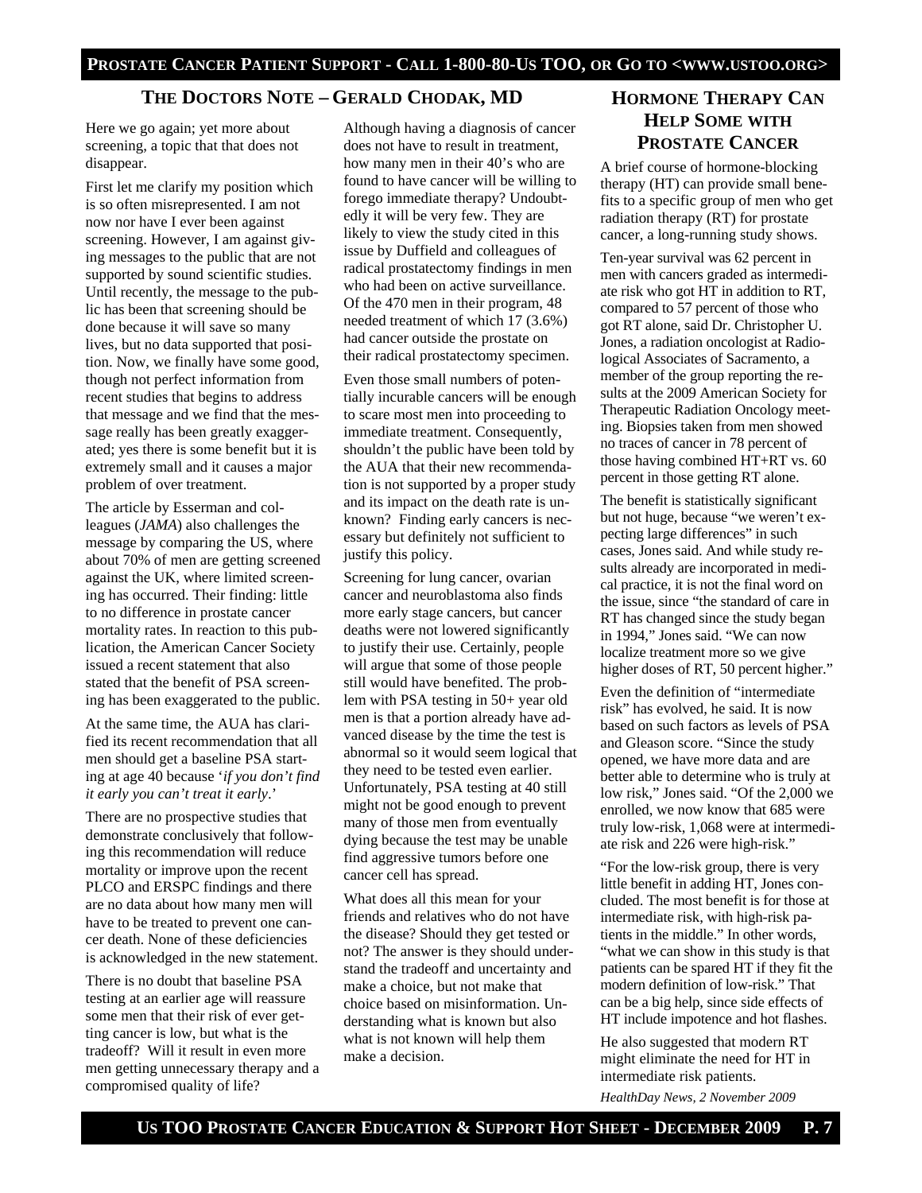## THE DOCTORS NOTE – GERALD CHODAK, MD

Here we go again; yet more about screening, a topic that that does not disappear.

First let me clarify my position which is so often misrepresented. I am not now nor have I ever been against screening. However, I am against giving messages to the public that are not supported by sound scientific studies. Until recently, the message to the public has been that screening should be done because it will save so many lives, but no data supported that position. Now, we finally have some good, though not perfect information from recent studies that begins to address that message and we find that the message really has been greatly exaggerated; yes there is some benefit but it is extremely small and it causes a major problem of over treatment.

The article by Esserman and colleagues (*JAMA*) also challenges the message by comparing the US, where about 70% of men are getting screened against the UK, where limited screening has occurred. Their finding: little to no difference in prostate cancer mortality rates. In reaction to this publication, the American Cancer Society issued a recent statement that also stated that the benefit of PSA screening has been exaggerated to the public.

At the same time, the AUA has clarified its recent recommendation that all men should get a baseline PSA starting at age 40 because '*if you don't find it early you can't treat it early*.'

There are no prospective studies that demonstrate conclusively that following this recommendation will reduce mortality or improve upon the recent PLCO and ERSPC findings and there are no data about how many men will have to be treated to prevent one cancer death. None of these deficiencies is acknowledged in the new statement.

There is no doubt that baseline PSA testing at an earlier age will reassure some men that their risk of ever getting cancer is low, but what is the tradeoff? Will it result in even more men getting unnecessary therapy and a compromised quality of life?

Although having a diagnosis of cancer does not have to result in treatment, how many men in their 40's who are found to have cancer will be willing to forego immediate therapy? Undoubtedly it will be very few. They are likely to view the study cited in this issue by Duffield and colleagues of radical prostatectomy findings in men who had been on active surveillance. Of the 470 men in their program, 48 needed treatment of which 17 (3.6%) had cancer outside the prostate on their radical prostatectomy specimen.

Even those small numbers of potentially incurable cancers will be enough to scare most men into proceeding to immediate treatment. Consequently, shouldn't the public have been told by the AUA that their new recommendation is not supported by a proper study and its impact on the death rate is unknown? Finding early cancers is necessary but definitely not sufficient to justify this policy.

Screening for lung cancer, ovarian cancer and neuroblastoma also finds more early stage cancers, but cancer deaths were not lowered significantly to justify their use. Certainly, people will argue that some of those people still would have benefited. The problem with PSA testing in 50+ year old men is that a portion already have advanced disease by the time the test is abnormal so it would seem logical that they need to be tested even earlier. Unfortunately, PSA testing at 40 still might not be good enough to prevent many of those men from eventually dying because the test may be unable find aggressive tumors before one cancer cell has spread.

What does all this mean for your friends and relatives who do not have the disease? Should they get tested or not? The answer is they should understand the tradeoff and uncertainty and make a choice, but not make that choice based on misinformation. Understanding what is known but also what is not known will help them make a decision.

## HORMONE THERAPY CAN HELP SOME WITH PROSTATE CANCER

A brief course of hormone-blocking therapy (HT) can provide small benefits to a specific group of men who get radiation therapy (RT) for prostate cancer, a long-running study shows.

Ten-year survival was 62 percent in men with cancers graded as intermediate risk who got HT in addition to RT, compared to 57 percent of those who got RT alone, said Dr. Christopher U. Jones, a radiation oncologist at Radiological Associates of Sacramento, a member of the group reporting the results at the 2009 American Society for Therapeutic Radiation Oncology meeting. Biopsies taken from men showed no traces of cancer in 78 percent of those having combined HT+RT vs. 60 percent in those getting RT alone.

The benefit is statistically significant but not huge, because "we weren't expecting large differences" in such cases, Jones said. And while study results already are incorporated in medical practice, it is not the final word on the issue, since "the standard of care in RT has changed since the study began in 1994," Jones said. "We can now localize treatment more so we give higher doses of RT, 50 percent higher."

Even the definition of "intermediate risk" has evolved, he said. It is now based on such factors as levels of PSA and Gleason score. "Since the study opened, we have more data and are better able to determine who is truly at low risk," Jones said. "Of the 2,000 we enrolled, we now know that 685 were truly low-risk, 1,068 were at intermediate risk and 226 were high-risk."

"For the low-risk group, there is very little benefit in adding HT, Jones concluded. The most benefit is for those at intermediate risk, with high-risk patients in the middle." In other words, "what we can show in this study is that patients can be spared HT if they fit the modern definition of low-risk." That can be a big help, since side effects of HT include impotence and hot flashes.

He also suggested that modern RT might eliminate the need for HT in intermediate risk patients.

*HealthDay News, 2 November 2009*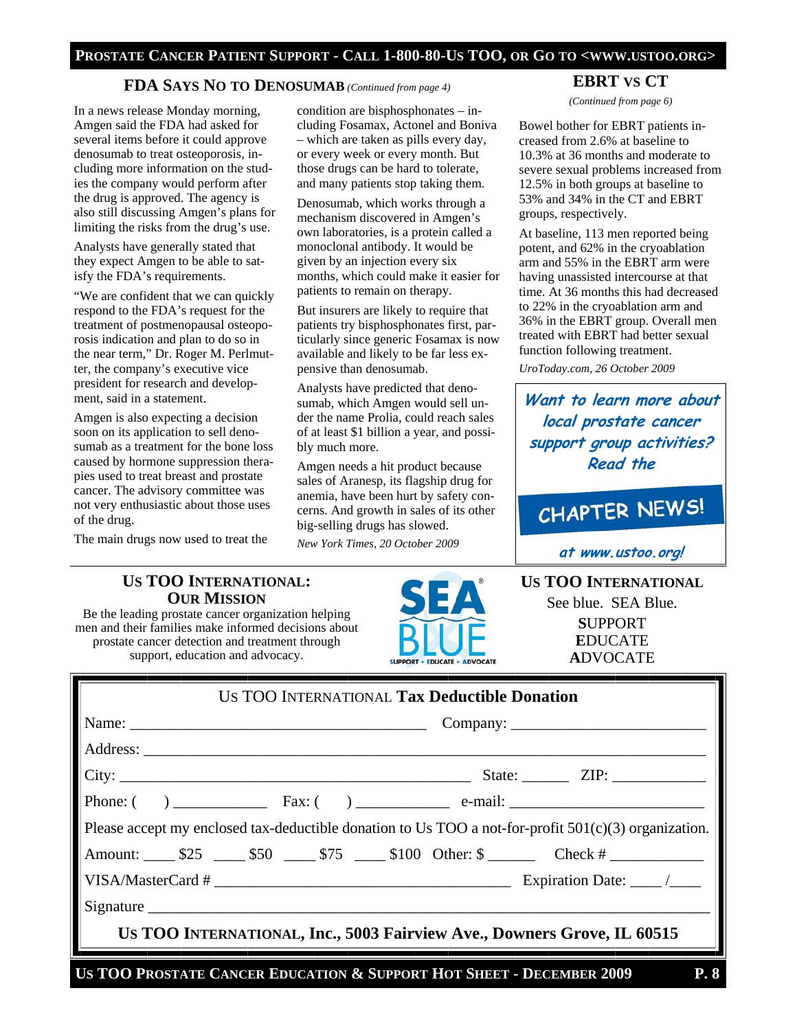## FDA SAYS NO TO DENOSUMAB *(Continued from page 4)*

In a news release Monday morning, Amgen said the FDA had asked for several items before it could approve denosumab to treat osteoporosis, including more information on the studies the company would perform after the drug is approved. The agency is also still discussing Amgen's plans for limiting the risks from the drug's use.

Analysts have generally stated that they expect Amgen to be able to satisfy the FDA's requirements.

"We are confident that we can quickly respond to the FDA's request for the treatment of postmenopausal osteoporosis indication and plan to do so in the near term," Dr. Roger M. Perlmutter, the company's executive vice president for research and development, said in a statement.

Amgen is also expecting a decision soon on its application to sell denosumab as a treatment for the bone loss caused by hormone suppression therapies used to treat breast and prostate cancer. The advisory committee was not very enthusiastic about those uses of the drug.

The main drugs now used to treat the condition are bisphosphonates – including Fosamax, Actonel and Boniva – which are taken as pills every day, or every week or every month. But those drugs can be hard to tolerate, and many patients stop taking them.

Denosumab, which works through a mechanism discovered in Amgen's own laboratories, is a protein called a monoclonal antibody. It would be given by an injection every six months, which could make it easier for patients to remain on therapy.

But insurers are likely to require that patients try bisphosphonates first, particularly since generic Fosamax is now available and likely to be far less expensive than denosumab.

Analysts have predicted that denosumab, which Amgen would sell under the name Prolia, could reach sales of at least $1 billion a year, and possibly much more.

Amgen needs a hit product because sales of Aranesp, its flagship drug for anemia, have been hurt by safety concerns. And growth in sales of its other big-selling drugs has slowed.

*New York Times, 20 October 2009*

## EBRT VS CT

*(Continued from page 6)*

Bowel bother for EBRT patients increased from 2.6% at baseline to 10.3% at 36 months and moderate to severe sexual problems increased from 12.5% in both groups at baseline to 53% and 34% in the CT and EBRT groups, respectively.

At baseline, 113 men reported being potent, and 62% in the cryoablation arm and 55% in the EBRT arm were having unassisted intercourse at that time. At 36 months this had decreased to 22% in the cryoablation arm and 36% in the EBRT group. Overall men treated with EBRT had better sexual function following treatment.

*UroToday.com, 26 October 2009*

***Want to learn more about local prostate cancer support group activities? Read the***

**CHAPTER NEWS!**

***at www.ustoo.org!***

### US TOO INTERNATIONAL: OUR MISSION

Be the leading prostate cancer organization helping men and their families make informed decisions about prostate cancer detection and treatment through support, education and advocacy.

SEA BLUE® SUPPORT • EDUCATE • ADVOCATE

### US TOO INTERNATIONAL

See blue. SEA Blue.

**S**UPPORT
**E**DUCATE
**A**DVOCATE

### US TOO INTERNATIONAL Tax Deductible Donation

Name: ____________________________________ Company: ________________________

Address: ______________________________________________________________

City: ____________________________________________ State: ______ ZIP: ____________

Phone: ( ) ____________ Fax: ( ) ____________ e-mail: ________________________

Please accept my enclosed tax-deductible donation to Us TOO a not-for-profit 501(c)(3) organization.

Amount: ____ $25 ____ $50 ____ $75 ____ $100 Other: $ ______ Check # ____________

VISA/MasterCard # ______________________________________ Expiration Date: ____ /____

Signature ______________________________________________________________

**US TOO INTERNATIONAL, Inc., 5003 Fairview Ave., Downers Grove, IL 60515**